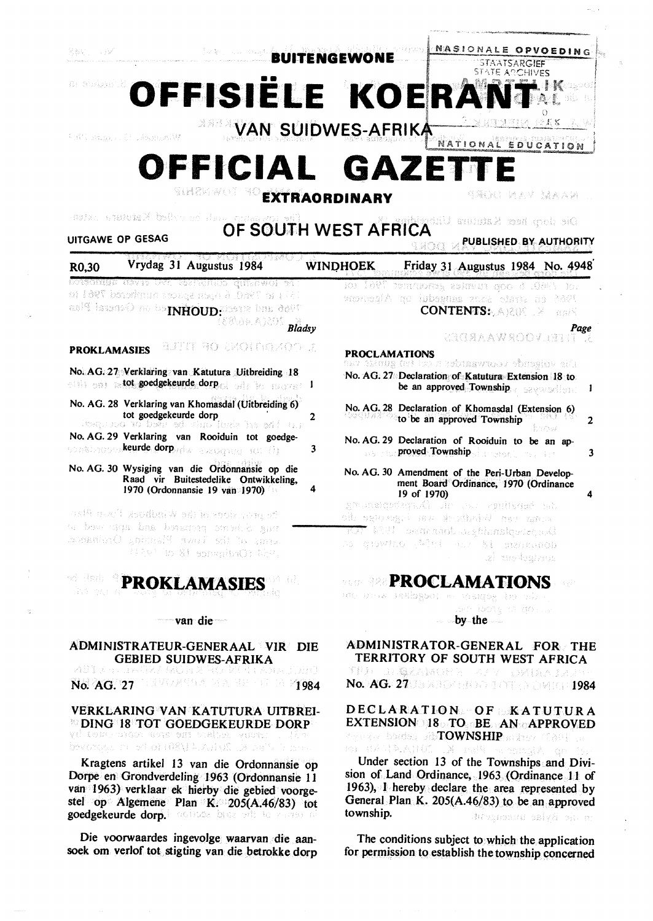**BUITENGEWONE**

# OFFISIËLE KOERANT VAN SUIDWES-AFRIKA

# OFFICIAL GAZETTE EXTRAORDINARY OF SOUTH WEST AFRICA

UITGAWE OP GESAG — PUBLISHED BY AUTHORITY

R0,30 Vrydag 31 Augustus 1984 WINDHOEK Friday 31 Augustus 1984 No. 4948

## INHOUD:

| | | Bladsy |
|---|---|---|
| **PROKLAMASIES** | | |
| No. AG. 27 | Verklaring van Katutura Uitbreiding 18 tot goedgekeurde dorp | 1 |
| No. AG. 28 | Verklaring van Khomasdal (Uitbreiding 6) tot goedgekeurde dorp | 2 |
| No. AG. 29 | Verklaring van Rooiduin tot goedgekeurde dorp | 3 |
| No. AG. 30 | Wysiging van die Ordonnansie op die Raad vir Buitestedelike Ontwikkeling, 1970 (Ordonnansie 19 van 1970) | 4 |

## CONTENTS:

| | | Page |
|---|---|---|
| **PROCLAMATIONS** | | |
| No. AG. 27 | Declaration of Katutura Extension 18 to be an approved Township | 1 |
| No. AG. 28 | Declaration of Khomasdal (Extension 6) to be an approved Township | 2 |
| No. AG. 29 | Declaration of Rooiduin to be an approved Township | 3 |
| No. AG. 30 | Amendment of the Peri-Urban Development Board Ordinance, 1970 (Ordinance 19 of 1970) | 4 |

# PROKLAMASIES

van die

## ADMINISTRATEUR-GENERAAL VIR DIE GEBIED SUIDWES-AFRIKA

No. AG. 27 1984

### VERKLARING VAN KATUTURA UITBREIDING 18 TOT GOEDGEKEURDE DORP

Kragtens artikel 13 van die Ordonnansie op Dorpe en Grondverdeling 1963 (Ordonnansie 11 van 1963) verklaar ek hierby die gebied voorgestel op Algemene Plan K. 205(A.46/83) tot goedgekeurde dorp.

Die voorwaardes ingevolge waarvan die aansoek om verlof tot stigting van die betrokke dorp

# PROCLAMATIONS

by the

## ADMINISTRATOR-GENERAL FOR THE TERRITORY OF SOUTH WEST AFRICA

No. AG. 27 1984

### DECLARATION OF KATUTURA EXTENSION 18 TO BE AN APPROVED TOWNSHIP

Under section 13 of the Townships and Division of Land Ordinance, 1963 (Ordinance 11 of 1963), I hereby declare the area represented by General Plan K. 205(A.46/83) to be an approved township.

The conditions subject to which the application for permission to establish the township concerned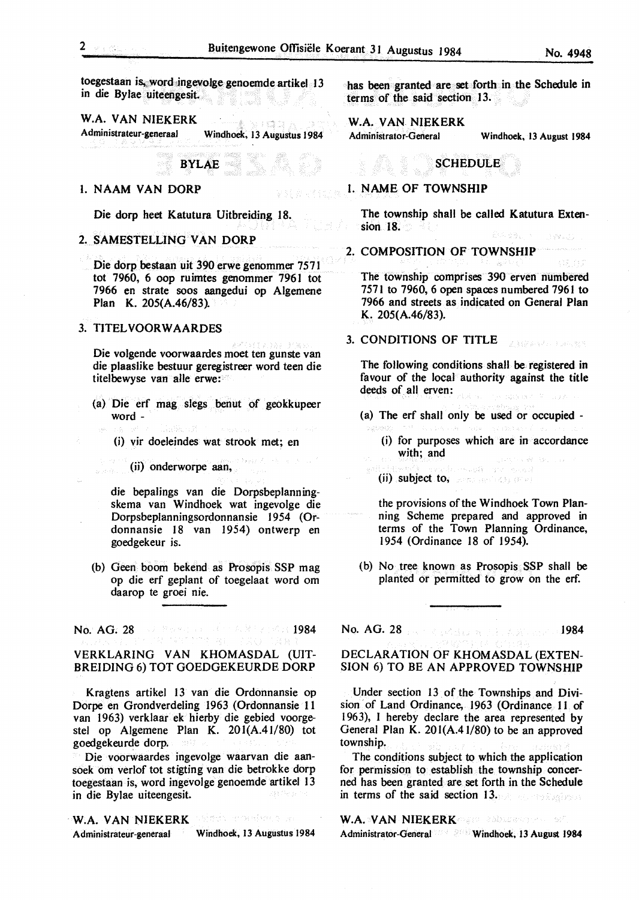toegestaan is, word ingevolge genoemde artikel 13 in die Bylae uiteengesit.

W.A. VAN NIEKERK
Administrateur-generaal Windhoek, 13 Augustus 1984

## BYLAE

### 1. NAAM VAN DORP

Die dorp heet Katutura Uitbreiding 18.

### 2. SAMESTELLING VAN DORP

Die dorp bestaan uit 390 erwe genommer 7571 tot 7960, 6 oop ruimtes genommer 7961 tot 7966 en strate soos aangedui op Algemene Plan K. 205(A.46/83).

### 3. TITELVOORWAARDES

Die volgende voorwaardes moet ten gunste van die plaaslike bestuur geregistreer word teen die titelbewyse van alle erwe:

(a) Die erf mag slegs benut of geokkupeer word -

(i) vir doeleindes wat strook met; en

(ii) onderworpe aan,

die bepalings van die Dorpsbeplanningskema van Windhoek wat ingevolge die Dorpsbeplanningsordonnansie 1954 (Ordonnansie 18 van 1954) ontwerp en goedgekeur is.

(b) Geen boom bekend as Prosopis SSP mag op die erf geplant of toegelaat word om daarop te groei nie.

---

has been granted are set forth in the Schedule in terms of the said section 13.

W.A. VAN NIEKERK
Administrator-General Windhoek, 13 August 1984

## SCHEDULE

### 1. NAME OF TOWNSHIP

The township shall be called Katutura Extension 18.

### 2. COMPOSITION OF TOWNSHIP

The township comprises 390 erven numbered 7571 to 7960, 6 open spaces numbered 7961 to 7966 and streets as indicated on General Plan K. 205(A.46/83).

### 3. CONDITIONS OF TITLE

The following conditions shall be registered in favour of the local authority against the title deeds of all erven:

(a) The erf shall only be used or occupied -

(i) for purposes which are in accordance with; and

(ii) subject to,

the provisions of the Windhoek Town Planning Scheme prepared and approved in terms of the Town Planning Ordinance, 1954 (Ordinance 18 of 1954).

(b) No tree known as Prosopis SSP shall be planted or permitted to grow on the erf.

---

No. AG. 28 1984

## VERKLARING VAN KHOMASDAL (UITBREIDING 6) TOT GOEDGEKEURDE DORP

Kragtens artikel 13 van die Ordonnansie op Dorpe en Grondverdeling 1963 (Ordonnansie 11 van 1963) verklaar ek hierby die gebied voorgestel op Algemene Plan K. 201(A.41/80) tot goedgekeurde dorp.

Die voorwaardes ingevolge waarvan die aansoek om verlof tot stigting van die betrokke dorp toegestaan is, word ingevolge genoemde artikel 13 in die Bylae uiteengesit.

W.A. VAN NIEKERK
Administrateur-generaal Windhoek, 13 Augustus 1984

---

No. AG. 28 1984

## DECLARATION OF KHOMASDAL (EXTENSION 6) TO BE AN APPROVED TOWNSHIP

Under section 13 of the Townships and Division of Land Ordinance, 1963 (Ordinance 11 of 1963), I hereby declare the area represented by General Plan K. 201(A.41/80) to be an approved township.

The conditions subject to which the application for permission to establish the township concerned has been granted are set forth in the Schedule in terms of the said section 13.

W.A. VAN NIEKERK
Administrator-General Windhoek, 13 August 1984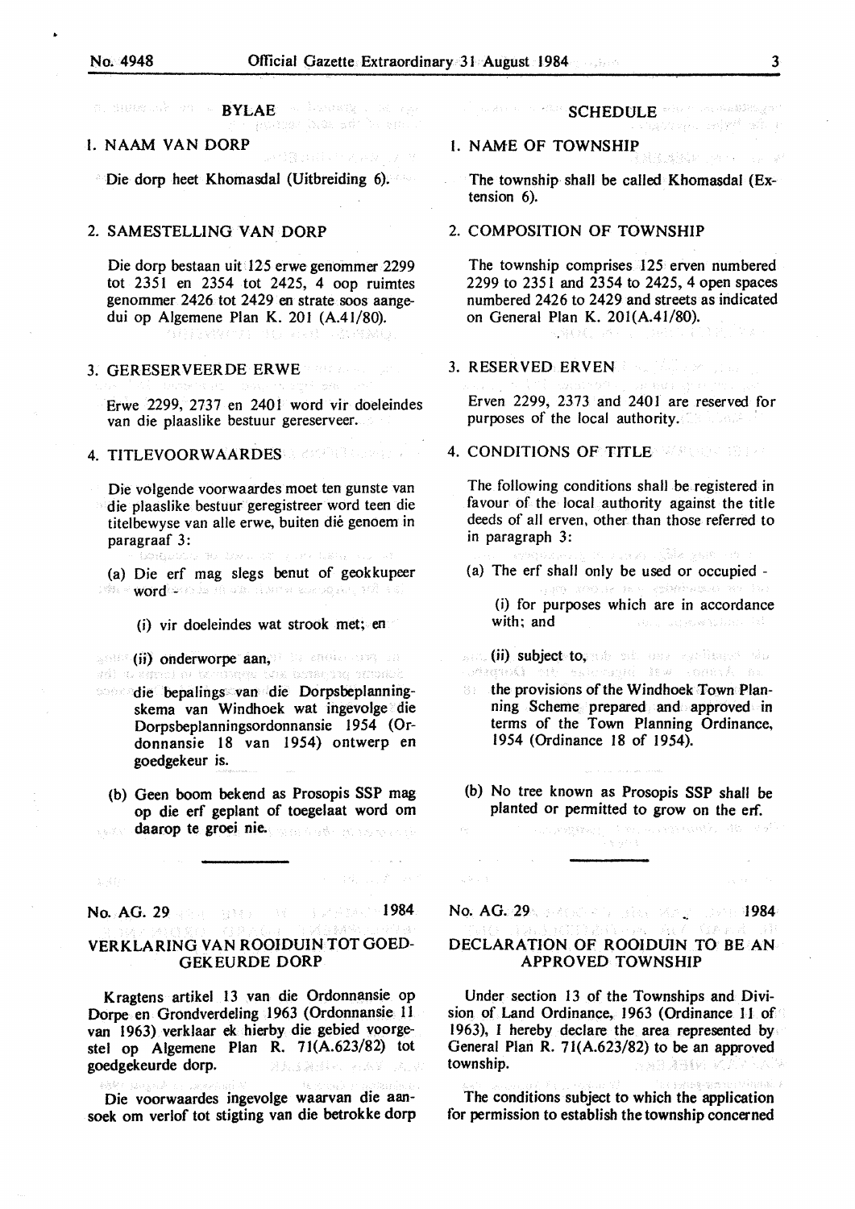## BYLAE

1. NAAM VAN DORP

Die dorp heet Khomasdal (Uitbreiding 6).

2. SAMESTELLING VAN DORP

Die dorp bestaan uit 125 erwe genommer 2299 tot 2351 en 2354 tot 2425, 4 oop ruimtes genommer 2426 tot 2429 en strate soos aangedui op Algemene Plan K. 201 (A.41/80).

3. GERESERVEERDE ERWE

Erwe 2299, 2737 en 2401 word vir doeleindes van die plaaslike bestuur gereserveer.

4. TITLEVOORWAARDES

Die volgende voorwaardes moet ten gunste van die plaaslike bestuur geregistreer word teen die titelbewyse van alle erwe, buiten dié genoem in paragraaf 3:

(a) Die erf mag slegs benut of geokkupeer word -

(i) vir doeleindes wat strook met; en

(ii) onderworpe aan,

die bepalings van die Dorpsbeplanningskema van Windhoek wat ingevolge die Dorpsbeplanningsordonnansie 1954 (Ordonnansie 18 van 1954) ontwerp en goedgekeur is.

(b) Geen boom bekend as Prosopis SSP mag op die erf geplant of toegelaat word om daarop te groei nie.

## SCHEDULE

1. NAME OF TOWNSHIP

The township shall be called Khomasdal (Extension 6).

2. COMPOSITION OF TOWNSHIP

The township comprises 125 erven numbered 2299 to 2351 and 2354 to 2425, 4 open spaces numbered 2426 to 2429 and streets as indicated on General Plan K. 201(A.41/80).

3. RESERVED ERVEN

Erven 2299, 2373 and 2401 are reserved for purposes of the local authority.

4. CONDITIONS OF TITLE

The following conditions shall be registered in favour of the local authority against the title deeds of all erven, other than those referred to in paragraph 3:

(a) The erf shall only be used or occupied -

(i) for purposes which are in accordance with; and

(ii) subject to,

the provisions of the Windhoek Town Planning Scheme prepared and approved in terms of the Town Planning Ordinance, 1954 (Ordinance 18 of 1954).

(b) No tree known as Prosopis SSP shall be planted or permitted to grow on the erf.

---

No. AG. 29 1984

## VERKLARING VAN ROOIDUIN TOT GOEDGEKEURDE DORP

Kragtens artikel 13 van die Ordonnansie op Dorpe en Grondverdeling 1963 (Ordonnansie 11 van 1963) verklaar ek hierby die gebied voorgestel op Algemene Plan R. 71(A.623/82) tot goedgekeurde dorp.

Die voorwaardes ingevolge waarvan die aansoek om verlof tot stigting van die betrokke dorp

No. AG. 29 1984

## DECLARATION OF ROOIDUIN TO BE AN APPROVED TOWNSHIP

Under section 13 of the Townships and Division of Land Ordinance, 1963 (Ordinance 11 of 1963), I hereby declare the area represented by General Plan R. 71(A.623/82) to be an approved township.

The conditions subject to which the application for permission to establish the township concerned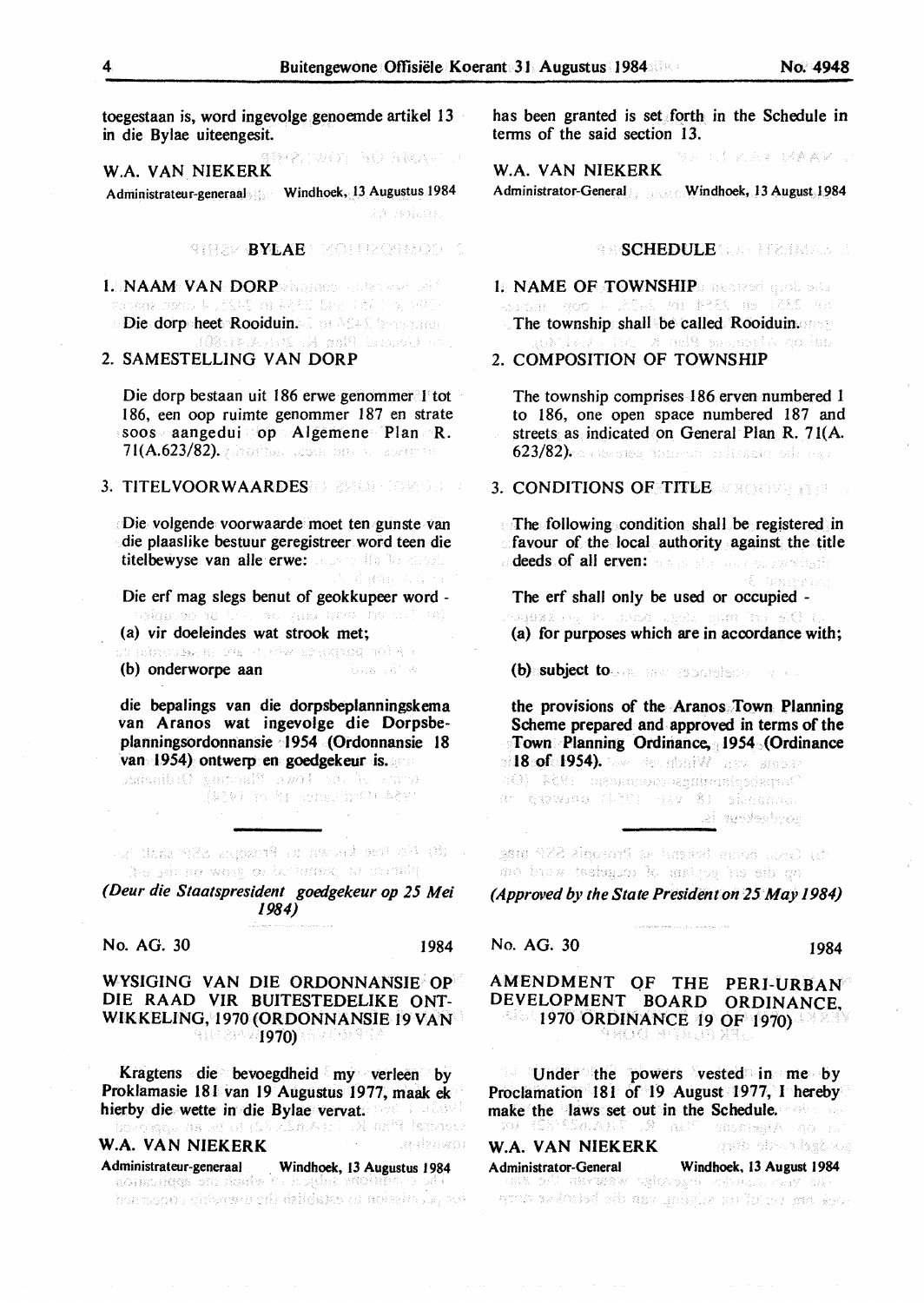toegestaan is, word ingevolge genoemde artikel 13 in die Bylae uiteengesit.

**W.A. VAN NIEKERK**
Administrateur-generaal Windhoek, 13 Augustus 1984

## BYLAE

1. NAAM VAN DORP

   Die dorp heet Rooiduin.

2. SAMESTELLING VAN DORP

   Die dorp bestaan uit 186 erwe genommer 1 tot 186, een oop ruimte genommer 187 en strate soos aangedui op Algemene Plan R. 71(A.623/82).

3. TITELVOORWAARDES

   Die volgende voorwaarde moet ten gunste van die plaaslike bestuur geregistreer word teen die titelbewyse van alle erwe:

   Die erf mag slegs benut of geokkupeer word -

   (a) vir doeleindes wat strook met;

   (b) onderworpe aan

   die bepalings van die dorpsbeplanningskema van Aranos wat ingevolge die Dorpsbeplanningsordonnansie 1954 (Ordonnansie 18 van 1954) ontwerp en goedgekeur is.

*(Deur die Staatspresident goedgekeur op 25 Mei 1984)*

No. AG. 30 1984

## WYSIGING VAN DIE ORDONNANSIE OP DIE RAAD VIR BUITESTEDELIKE ONTWIKKELING, 1970 (ORDONNANSIE 19 VAN 1970)

Kragtens die bevoegdheid my verleen by Proklamasie 181 van 19 Augustus 1977, maak ek hierby die wette in die Bylae vervat.

**W.A. VAN NIEKERK**
Administrateur-generaal Windhoek, 13 Augustus 1984

has been granted is set forth in the Schedule in terms of the said section 13.

**W.A. VAN NIEKERK**
Administrator-General Windhoek, 13 August 1984

## SCHEDULE

1. NAME OF TOWNSHIP

   The township shall be called Rooiduin.

2. COMPOSITION OF TOWNSHIP

   The township comprises 186 erven numbered 1 to 186, one open space numbered 187 and streets as indicated on General Plan R. 71(A. 623/82).

3. CONDITIONS OF TITLE

   The following condition shall be registered in favour of the local authority against the title deeds of all erven:

   The erf shall only be used or occupied -

   (a) for purposes which are in accordance with;

   (b) subject to

   the provisions of the Aranos Town Planning Scheme prepared and approved in terms of the Town Planning Ordinance, 1954 (Ordinance 18 of 1954).

*(Approved by the State President on 25 May 1984)*

No. AG. 30 1984

## AMENDMENT OF THE PERI-URBAN DEVELOPMENT BOARD ORDINANCE, 1970 ORDINANCE 19 OF 1970)

Under the powers vested in me by Proclamation 181 of 19 August 1977, I hereby make the laws set out in the Schedule.

**W.A. VAN NIEKERK**
Administrator-General Windhoek, 13 August 1984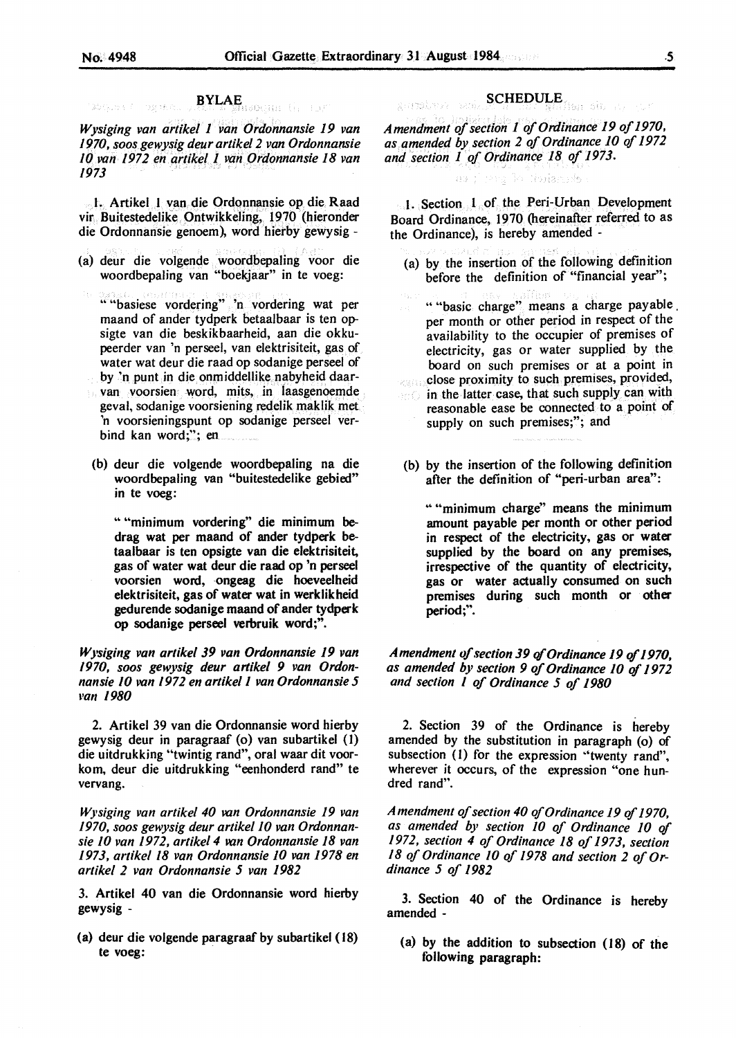## BYLAE

*Wysiging van artikel 1 van Ordonnansie 19 van 1970, soos gewysig deur artikel 2 van Ordonnansie 10 van 1972 en artikel 1 van Ordonnansie 18 van 1973*

1. Artikel 1 van die Ordonnansie op die Raad vir Buitestedelike Ontwikkeling, 1970 (hieronder die Ordonnansie genoem), word hierby gewysig -

(a) deur die volgende woordbepaling voor die woordbepaling van "boekjaar" in te voeg:

"“basiese vordering” 'n vordering wat per maand of ander tydperk betaalbaar is ten opsigte van die beskikbaarheid, aan die okkupeerder van 'n perseel, van elektrisiteit, gas of water wat deur die raad op sodanige perseel of by 'n punt in die onmiddellike nabyheid daarvan voorsien word, mits, in laasgenoemde geval, sodanige voorsiening redelik maklik met 'n voorsieningspunt op sodanige perseel verbind kan word;"; en

(b) deur die volgende woordbepaling na die woordbepaling van "buitestedelike gebied" in te voeg:

"“minimum vordering” die minimum bedrag wat per maand of ander tydperk betaalbaar is ten opsigte van die elektrisiteit, gas of water wat deur die raad op 'n perseel voorsien word, ongeag die hoeveelheid elektrisiteit, gas of water wat in werklikheid gedurende sodanige maand of ander tydperk op sodanige perseel verbruik word;".

*Wysiging van artikel 39 van Ordonnansie 19 van 1970, soos gewysig deur artikel 9 van Ordonnansie 10 van 1972 en artikel 1 van Ordonnansie 5 van 1980*

2. Artikel 39 van die Ordonnansie word hierby gewysig deur in paragraaf (o) van subartikel (1) die uitdrukking "twintig rand", oral waar dit voorkom, deur die uitdrukking "eenhonderd rand" te vervang.

*Wysiging van artikel 40 van Ordonnansie 19 van 1970, soos gewysig deur artikel 10 van Ordonnansie 10 van 1972, artikel 4 van Ordonnansie 18 van 1973, artikel 18 van Ordonnansie 10 van 1978 en artikel 2 van Ordonnansie 5 van 1982*

3. Artikel 40 van die Ordonnansie word hierby gewysig -

(a) deur die volgende paragraaf by subartikel (18) te voeg:

## SCHEDULE

*Amendment of section 1 of Ordinance 19 of 1970, as amended by section 2 of Ordinance 10 of 1972 and section 1 of Ordinance 18 of 1973.*

1. Section 1 of the Peri-Urban Development Board Ordinance, 1970 (hereinafter referred to as the Ordinance), is hereby amended -

(a) by the insertion of the following definition before the definition of "financial year";

"“basic charge” means a charge payable per month or other period in respect of the availability to the occupier of premises of electricity, gas or water supplied by the board on such premises or at a point in close proximity to such premises, provided, in the latter case, that such supply can with reasonable ease be connected to a point of supply on such premises;"; and

(b) by the insertion of the following definition after the definition of "peri-urban area":

"“minimum charge” means the minimum amount payable per month or other period in respect of the electricity, gas or water supplied by the board on any premises, irrespective of the quantity of electricity, gas or water actually consumed on such premises during such month or other period;".

*Amendment of section 39 of Ordinance 19 of 1970, as amended by section 9 of Ordinance 10 of 1972 and section 1 of Ordinance 5 of 1980*

2. Section 39 of the Ordinance is hereby amended by the substitution in paragraph (o) of subsection (1) for the expression "twenty rand", wherever it occurs, of the expression "one hundred rand".

*Amendment of section 40 of Ordinance 19 of 1970, as amended by section 10 of Ordinance 10 of 1972, section 4 of Ordinance 18 of 1973, section 18 of Ordinance 10 of 1978 and section 2 of Ordinance 5 of 1982*

3. Section 40 of the Ordinance is hereby amended -

(a) by the addition to subsection (18) of the following paragraph: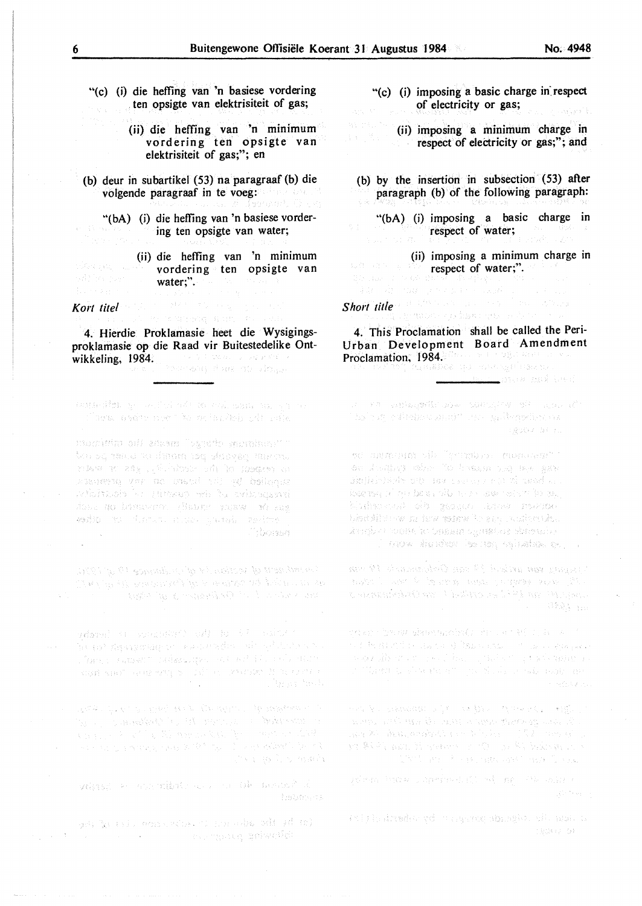"(c) (i) die heffing van 'n basiese vordering ten opsigte van elektrisiteit of gas;

(ii) die heffing van 'n minimum vordering ten opsigte van elektrisiteit of gas;"; en

(b) deur in subartikel (53) na paragraaf (b) die volgende paragraaf in te voeg:

"(bA) (i) die heffing van 'n basiese vordering ten opsigte van water;

(ii) die heffing van 'n minimum vordering ten opsigte van water;".

*Kort titel*

4. Hierdie Proklamasie heet die Wysigingsproklamasie op die Raad vir Buitestedelike Ontwikkeling, 1984.

"(c) (i) imposing a basic charge in respect of electricity or gas;

(ii) imposing a minimum charge in respect of electricity or gas;"; and

(b) by the insertion in subsection (53) after paragraph (b) of the following paragraph:

"(bA) (i) imposing a basic charge in respect of water;

(ii) imposing a minimum charge in respect of water;".

*Short title*

4. This Proclamation shall be called the Peri-Urban Development Board Amendment Proclamation, 1984.